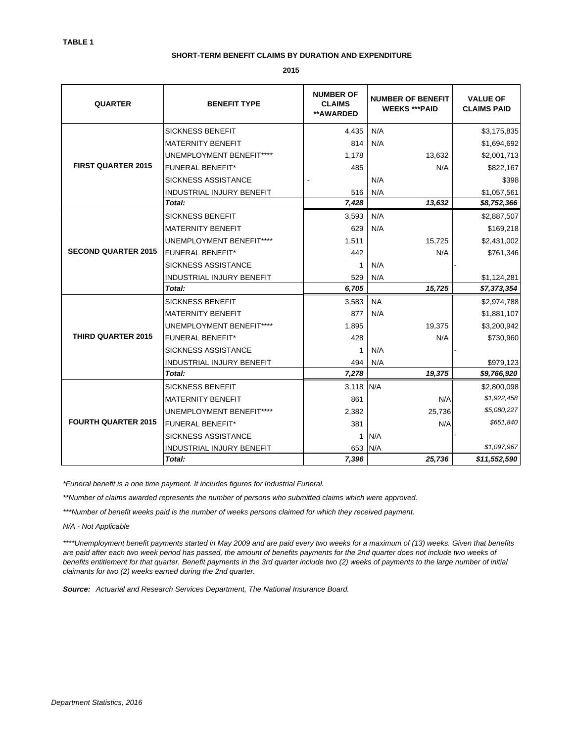**TABLE 1**

**SHORT-TERM BENEFIT CLAIMS BY DURATION AND EXPENDITURE**

**2015**

| QUARTER | BENEFIT TYPE | NUMBER OF CLAIMS **AWARDED | NUMBER OF BENEFIT WEEKS ***PAID | VALUE OF CLAIMS PAID |
|---|---|---|---|---|
| **FIRST QUARTER 2015** | SICKNESS BENEFIT | 4,435 | N/A | $3,175,835 |
| | MATERNITY BENEFIT | 814 | N/A | $1,694,692 |
| | UNEMPLOYMENT BENEFIT**** | 1,178 | 13,632 | $2,001,713 |
| | FUNERAL BENEFIT* | 485 | N/A | $822,167 |
| | SICKNESS ASSISTANCE | - | N/A | $398 |
| | INDUSTRIAL INJURY BENEFIT | 516 | N/A | $1,057,561 |
| | ***Total:*** | ***7,428*** | ***13,632*** | ***$8,752,366*** |
| **SECOND QUARTER 2015** | SICKNESS BENEFIT | 3,593 | N/A | $2,887,507 |
| | MATERNITY BENEFIT | 629 | N/A | $169,218 |
| | UNEMPLOYMENT BENEFIT**** | 1,511 | 15,725 | $2,431,002 |
| | FUNERAL BENEFIT* | 442 | N/A | $761,346 |
| | SICKNESS ASSISTANCE | 1 | N/A | - |
| | INDUSTRIAL INJURY BENEFIT | 529 | N/A | $1,124,281 |
| | ***Total:*** | ***6,705*** | ***15,725*** | ***$7,373,354*** |
| **THIRD QUARTER 2015** | SICKNESS BENEFIT | 3,583 | NA | $2,974,788 |
| | MATERNITY BENEFIT | 877 | N/A | $1,881,107 |
| | UNEMPLOYMENT BENEFIT**** | 1,895 | 19,375 | $3,200,942 |
| | FUNERAL BENEFIT* | 428 | N/A | $730,960 |
| | SICKNESS ASSISTANCE | 1 | N/A | - |
| | INDUSTRIAL INJURY BENEFIT | 494 | N/A | $979,123 |
| | ***Total:*** | ***7,278*** | ***19,375*** | ***$9,766,920*** |
| **FOURTH QUARTER 2015** | SICKNESS BENEFIT | 3,118 | N/A | $2,800,098 |
| | MATERNITY BENEFIT | 861 | N/A | *$1,922,458* |
| | UNEMPLOYMENT BENEFIT**** | 2,382 | 25,736 | *$5,080,227* |
| | FUNERAL BENEFIT* | 381 | N/A | *$651,840* |
| | SICKNESS ASSISTANCE | 1 | N/A | - |
| | INDUSTRIAL INJURY BENEFIT | 653 | N/A | *$1,097,967* |
| | ***Total:*** | ***7,396*** | ***25,736*** | ***$11,552,590*** |

*\*Funeral benefit is a one time payment. It includes figures for Industrial Funeral.*

*\*\*Number of claims awarded represents the number of persons who submitted claims which were approved.*

*\*\*\*Number of benefit weeks paid is the number of weeks persons claimed for which they received payment.*

*N/A - Not Applicable*

*\*\*\*\*Unemployment benefit payments started in May 2009 and are paid every two weeks for a maximum of (13) weeks. Given that benefits are paid after each two week period has passed, the amount of benefits payments for the 2nd quarter does not include two weeks of benefits entitlement for that quarter. Benefit payments in the 3rd quarter include two (2) weeks of payments to the large number of initial claimants for two (2) weeks earned during the 2nd quarter.*

***Source:*** *Actuarial and Research Services Department, The National Insurance Board.*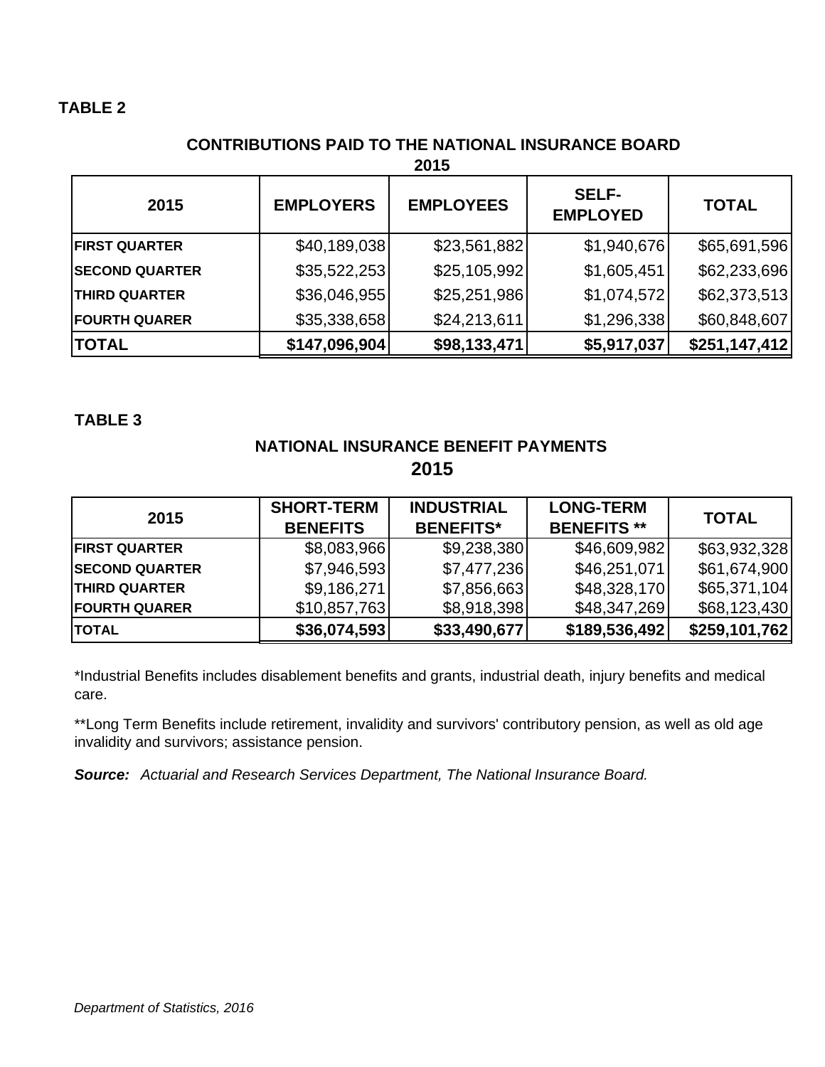**TABLE 2**

**CONTRIBUTIONS PAID TO THE NATIONAL INSURANCE BOARD**
**2015**

| 2015 | EMPLOYERS | EMPLOYEES | SELF-EMPLOYED | TOTAL |
|---|---|---|---|---|
| **FIRST QUARTER** | $40,189,038 | $23,561,882 | $1,940,676 | $65,691,596 |
| **SECOND QUARTER** | $35,522,253 | $25,105,992 | $1,605,451 | $62,233,696 |
| **THIRD QUARTER** | $36,046,955 | $25,251,986 | $1,074,572 | $62,373,513 |
| **FOURTH QUARER** | $35,338,658 | $24,213,611 | $1,296,338 | $60,848,607 |
| **TOTAL** | **$147,096,904** | **$98,133,471** | **$5,917,037** | **$251,147,412** |

**TABLE 3**

**NATIONAL INSURANCE BENEFIT PAYMENTS**
**2015**

| 2015 | SHORT-TERM BENEFITS | INDUSTRIAL BENEFITS* | LONG-TERM BENEFITS ** | TOTAL |
|---|---|---|---|---|
| **FIRST QUARTER** | $8,083,966 | $9,238,380 | $46,609,982 | $63,932,328 |
| **SECOND QUARTER** | $7,946,593 | $7,477,236 | $46,251,071 | $61,674,900 |
| **THIRD QUARTER** | $9,186,271 | $7,856,663 | $48,328,170 | $65,371,104 |
| **FOURTH QUARER** | $10,857,763 | $8,918,398 | $48,347,269 | $68,123,430 |
| **TOTAL** | **$36,074,593** | **$33,490,677** | **$189,536,492** | **$259,101,762** |

*Industrial Benefits includes disablement benefits and grants, industrial death, injury benefits and medical care.

**Long Term Benefits include retirement, invalidity and survivors' contributory pension, as well as old age invalidity and survivors; assistance pension.

***Source:*** *Actuarial and Research Services Department, The National Insurance Board.*

*Department of Statistics, 2016*